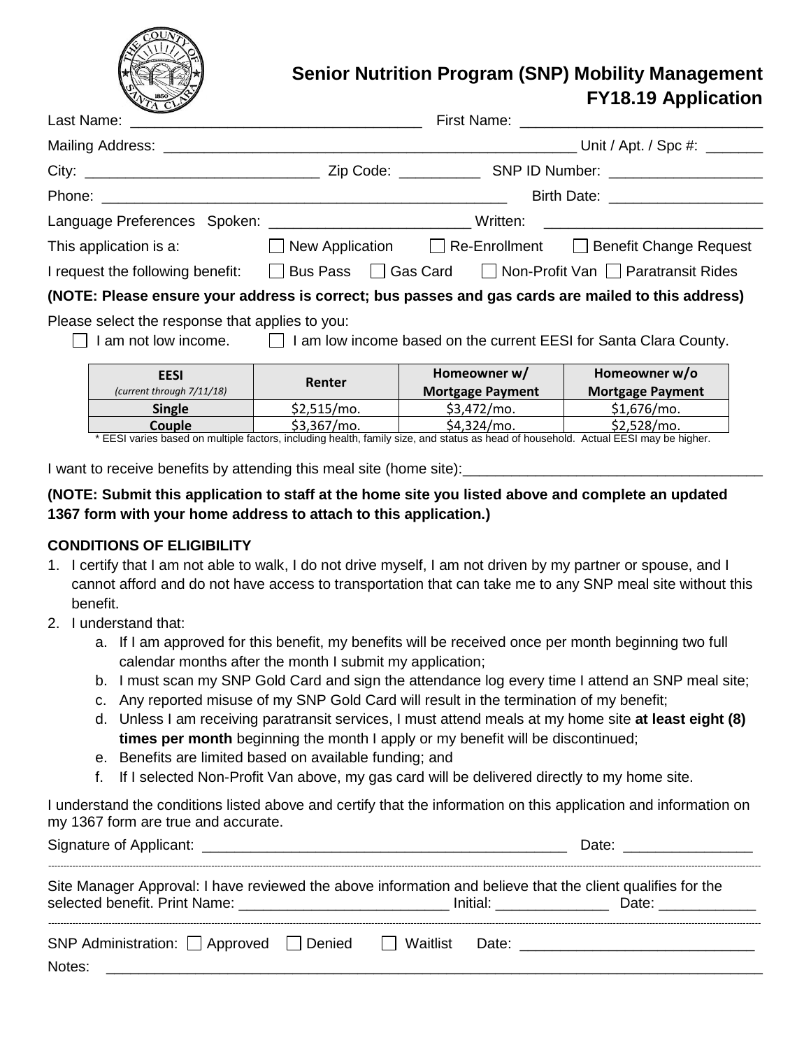# Senior Nutrition Program (SNP) Mobility Management FY18.19 Application

Last Name: ___________________________________ First Name: ____________________________

Mailing Address: ____________________________________________________ Unit / Apt. / Spc #: _______

City: _____________________________ Zip Code: __________ SNP ID Number: ___________________

Phone: ___________________________________________________ Birth Date: ___________________

Language Preferences Spoken: ________________________ Written: ___________________________

This application is a: ☐ New Application ☐ Re-Enrollment ☐ Benefit Change Request

I request the following benefit: ☐ Bus Pass ☐ Gas Card ☐ Non-Profit Van ☐ Paratransit Rides

**(NOTE: Please ensure your address is correct; bus passes and gas cards are mailed to this address)**

Please select the response that applies to you:

☐ I am not low income. ☐ I am low income based on the current EESI for Santa Clara County.

| EESI *(current through 7/11/18)* | Renter | Homeowner w/ Mortgage Payment | Homeowner w/o Mortgage Payment |
|---|---|---|---|
| **Single** | $2,515/mo. | $3,472/mo. | $1,676/mo. |
| **Couple** | $3,367/mo. | $4,324/mo. | $2,528/mo. |

* EESI varies based on multiple factors, including health, family size, and status as head of household. Actual EESI may be higher.

I want to receive benefits by attending this meal site (home site):___________________________________

**(NOTE: Submit this application to staff at the home site you listed above and complete an updated 1367 form with your home address to attach to this application.)**

**CONDITIONS OF ELIGIBILITY**

1. I certify that I am not able to walk, I do not drive myself, I am not driven by my partner or spouse, and I cannot afford and do not have access to transportation that can take me to any SNP meal site without this benefit.
2. I understand that:
   a. If I am approved for this benefit, my benefits will be received once per month beginning two full calendar months after the month I submit my application;
   b. I must scan my SNP Gold Card and sign the attendance log every time I attend an SNP meal site;
   c. Any reported misuse of my SNP Gold Card will result in the termination of my benefit;
   d. Unless I am receiving paratransit services, I must attend meals at my home site **at least eight (8) times per month** beginning the month I apply or my benefit will be discontinued;
   e. Benefits are limited based on available funding; and
   f. If I selected Non-Profit Van above, my gas card will be delivered directly to my home site.

I understand the conditions listed above and certify that the information on this application and information on my 1367 form are true and accurate.

Signature of Applicant: _______________________________________________ Date: ________________

---

Site Manager Approval: I have reviewed the above information and believe that the client qualifies for the selected benefit. Print Name: __________________________ Initial: ______________ Date: ____________

---

SNP Administration: ☐ Approved ☐ Denied ☐ Waitlist Date: ____________________________

Notes: ______________________________________________________________________________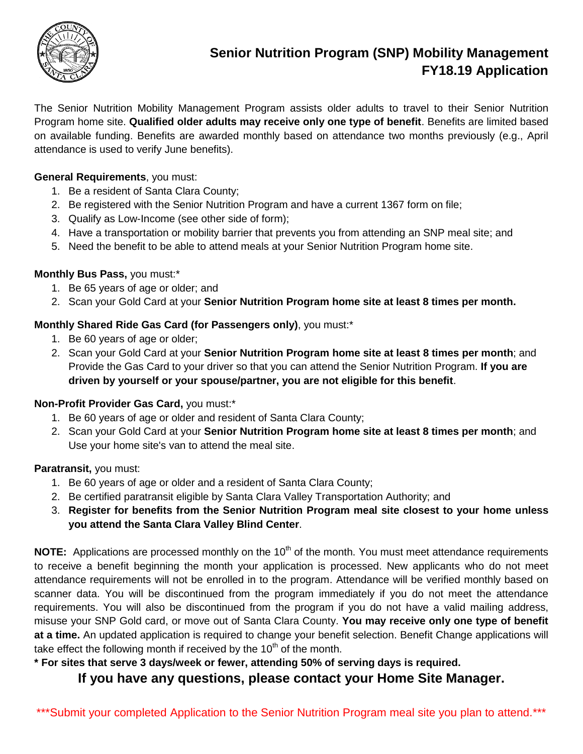# Senior Nutrition Program (SNP) Mobility Management FY18.19 Application

The Senior Nutrition Mobility Management Program assists older adults to travel to their Senior Nutrition Program home site. **Qualified older adults may receive only one type of benefit**. Benefits are limited based on available funding. Benefits are awarded monthly based on attendance two months previously (e.g., April attendance is used to verify June benefits).

**General Requirements**, you must:

1. Be a resident of Santa Clara County;
2. Be registered with the Senior Nutrition Program and have a current 1367 form on file;
3. Qualify as Low-Income (see other side of form);
4. Have a transportation or mobility barrier that prevents you from attending an SNP meal site; and
5. Need the benefit to be able to attend meals at your Senior Nutrition Program home site.

**Monthly Bus Pass,** you must:*

1. Be 65 years of age or older; and
2. Scan your Gold Card at your **Senior Nutrition Program home site at least 8 times per month.**

**Monthly Shared Ride Gas Card (for Passengers only)**, you must:*

1. Be 60 years of age or older;
2. Scan your Gold Card at your **Senior Nutrition Program home site at least 8 times per month**; and Provide the Gas Card to your driver so that you can attend the Senior Nutrition Program. **If you are driven by yourself or your spouse/partner, you are not eligible for this benefit**.

**Non-Profit Provider Gas Card,** you must:*

1. Be 60 years of age or older and resident of Santa Clara County;
2. Scan your Gold Card at your **Senior Nutrition Program home site at least 8 times per month**; and Use your home site's van to attend the meal site.

**Paratransit,** you must:

1. Be 60 years of age or older and a resident of Santa Clara County;
2. Be certified paratransit eligible by Santa Clara Valley Transportation Authority; and
3. **Register for benefits from the Senior Nutrition Program meal site closest to your home unless you attend the Santa Clara Valley Blind Center**.

**NOTE:** Applications are processed monthly on the 10th of the month. You must meet attendance requirements to receive a benefit beginning the month your application is processed. New applicants who do not meet attendance requirements will not be enrolled in to the program. Attendance will be verified monthly based on scanner data. You will be discontinued from the program immediately if you do not meet the attendance requirements. You will also be discontinued from the program if you do not have a valid mailing address, misuse your SNP Gold card, or move out of Santa Clara County. **You may receive only one type of benefit at a time.** An updated application is required to change your benefit selection. Benefit Change applications will take effect the following month if received by the 10th of the month.

**\* For sites that serve 3 days/week or fewer, attending 50% of serving days is required.**

## If you have any questions, please contact your Home Site Manager.

***Submit your completed Application to the Senior Nutrition Program meal site you plan to attend.***